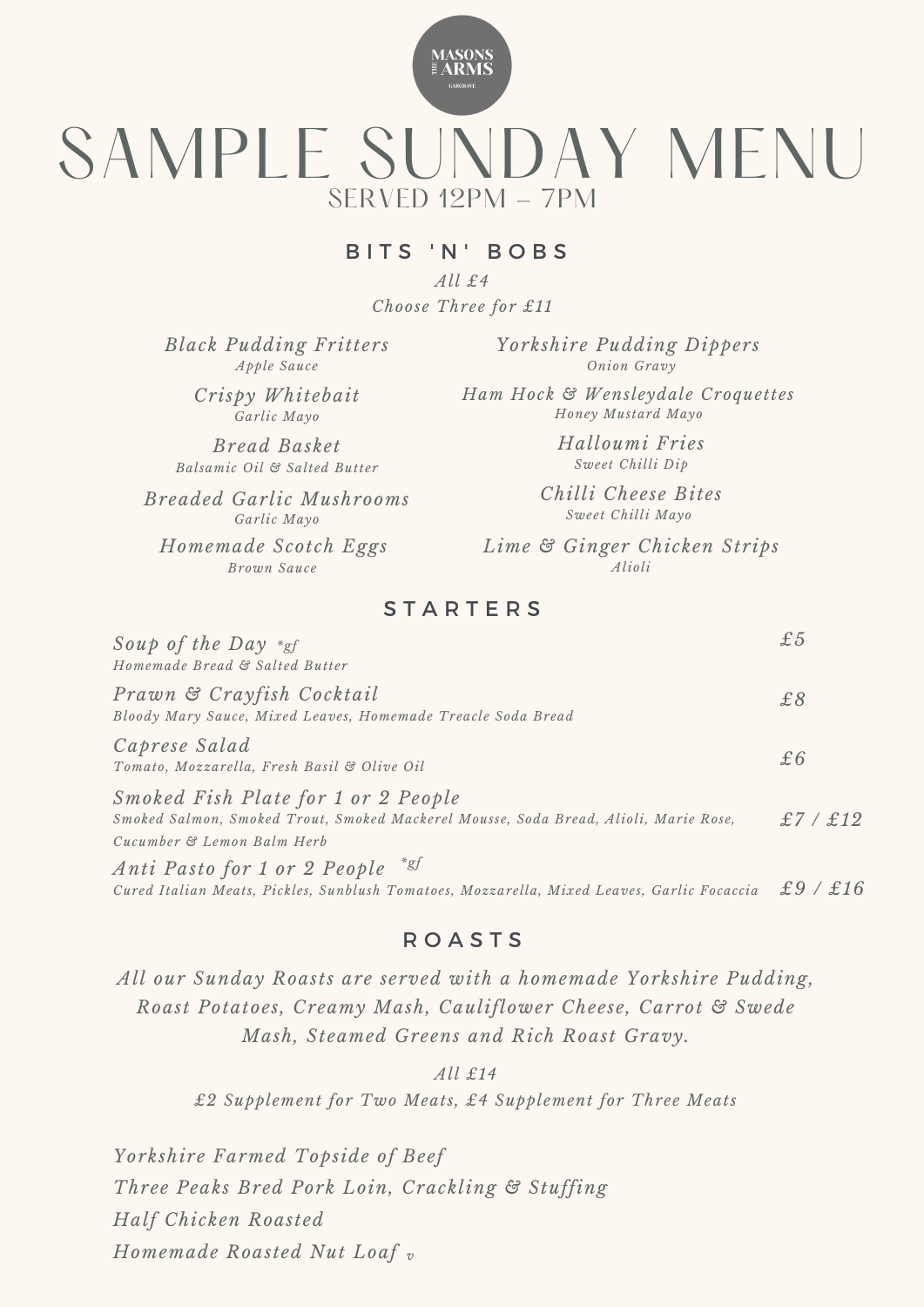THE MASONS ARMS
GARGRAVE

# SAMPLE SUNDAY MENU

SERVED 12PM – 7PM

## BITS 'N' BOBS

*All £4*
*Choose Three for £11*

*Black Pudding Fritters*
*Apple Sauce*

*Crispy Whitebait*
*Garlic Mayo*

*Bread Basket*
*Balsamic Oil & Salted Butter*

*Breaded Garlic Mushrooms*
*Garlic Mayo*

*Homemade Scotch Eggs*
*Brown Sauce*

*Yorkshire Pudding Dippers*
*Onion Gravy*

*Ham Hock & Wensleydale Croquettes*
*Honey Mustard Mayo*

*Halloumi Fries*
*Sweet Chilli Dip*

*Chilli Cheese Bites*
*Sweet Chilli Mayo*

*Lime & Ginger Chicken Strips*
*Alioli*

## STARTERS

*Soup of the Day* *gf — £5
*Homemade Bread & Salted Butter*

*Prawn & Crayfish Cocktail* — £8
*Bloody Mary Sauce, Mixed Leaves, Homemade Treacle Soda Bread*

*Caprese Salad* — £6
*Tomato, Mozzarella, Fresh Basil & Olive Oil*

*Smoked Fish Plate for 1 or 2 People* — £7 / £12
*Smoked Salmon, Smoked Trout, Smoked Mackerel Mousse, Soda Bread, Alioli, Marie Rose, Cucumber & Lemon Balm Herb*

*Anti Pasto for 1 or 2 People* *gf — £9 / £16
*Cured Italian Meats, Pickles, Sunblush Tomatoes, Mozzarella, Mixed Leaves, Garlic Focaccia*

## ROASTS

*All our Sunday Roasts are served with a homemade Yorkshire Pudding, Roast Potatoes, Creamy Mash, Cauliflower Cheese, Carrot & Swede Mash, Steamed Greens and Rich Roast Gravy.*

*All £14*
*£2 Supplement for Two Meats, £4 Supplement for Three Meats*

*Yorkshire Farmed Topside of Beef*
*Three Peaks Bred Pork Loin, Crackling & Stuffing*
*Half Chicken Roasted*
*Homemade Roasted Nut Loaf* v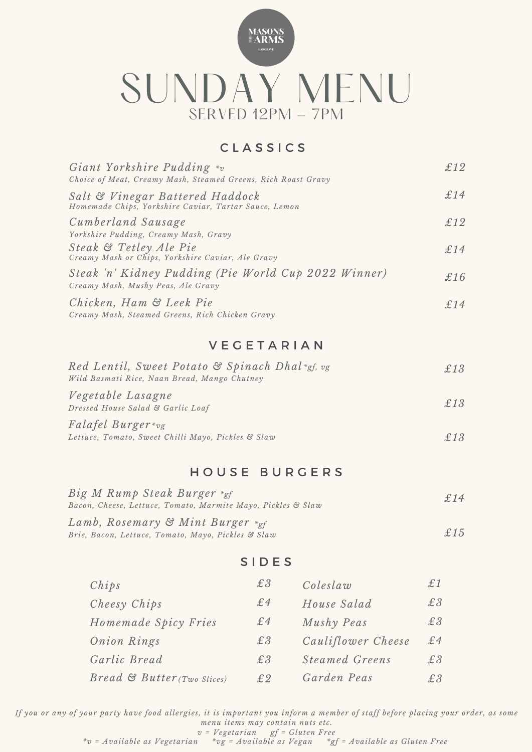THE MASONS ARMS
GARGRAVE

# SUNDAY MENU

SERVED 12PM – 7PM

## CLASSICS

*Giant Yorkshire Pudding* *v — £12
*Choice of Meat, Creamy Mash, Steamed Greens, Rich Roast Gravy*

*Salt & Vinegar Battered Haddock* — £14
*Homemade Chips, Yorkshire Caviar, Tartar Sauce, Lemon*

*Cumberland Sausage* — £12
*Yorkshire Pudding, Creamy Mash, Gravy*

*Steak & Tetley Ale Pie* — £14
*Creamy Mash or Chips, Yorkshire Caviar, Ale Gravy*

*Steak 'n' Kidney Pudding (Pie World Cup 2022 Winner)* — £16
*Creamy Mash, Mushy Peas, Ale Gravy*

*Chicken, Ham & Leek Pie* — £14
*Creamy Mash, Steamed Greens, Rich Chicken Gravy*

## VEGETARIAN

*Red Lentil, Sweet Potato & Spinach Dhal* *gf, vg — £13
*Wild Basmati Rice, Naan Bread, Mango Chutney*

*Vegetable Lasagne* — £13
*Dressed House Salad & Garlic Loaf*

*Falafel Burger* *vg — £13
*Lettuce, Tomato, Sweet Chilli Mayo, Pickles & Slaw*

## HOUSE BURGERS

*Big M Rump Steak Burger* *gf — £14
*Bacon, Cheese, Lettuce, Tomato, Marmite Mayo, Pickles & Slaw*

*Lamb, Rosemary & Mint Burger* *gf — £15
*Brie, Bacon, Lettuce, Tomato, Mayo, Pickles & Slaw*

## SIDES

| | | | |
|---|---|---|---|
| Chips | £3 | Coleslaw | £1 |
| Cheesy Chips | £4 | House Salad | £3 |
| Homemade Spicy Fries | £4 | Mushy Peas | £3 |
| Onion Rings | £3 | Cauliflower Cheese | £4 |
| Garlic Bread | £3 | Steamed Greens | £3 |
| Bread & Butter (Two Slices) | £2 | Garden Peas | £3 |

*If you or any of your party have food allergies, it is important you inform a member of staff before placing your order, as some menu items may contain nuts etc.*

*v = Vegetarian gf = Gluten Free*

*\*v = Available as Vegetarian \*vg = Available as Vegan \*gf = Available as Gluten Free*